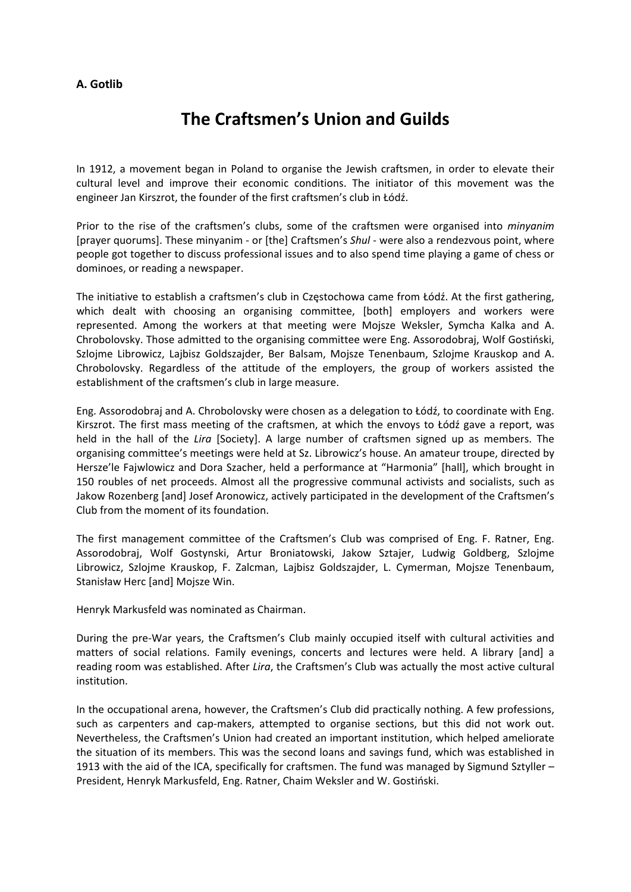**A. Gotlib**

# The Craftsmen's Union and Guilds

In 1912, a movement began in Poland to organise the Jewish craftsmen, in order to elevate their cultural level and improve their economic conditions. The initiator of this movement was the engineer Jan Kirszrot, the founder of the first craftsmen's club in Łódź.

Prior to the rise of the craftsmen's clubs, some of the craftsmen were organised into *minyanim* [prayer quorums]. These minyanim - or [the] Craftsmen's *Shul* - were also a rendezvous point, where people got together to discuss professional issues and to also spend time playing a game of chess or dominoes, or reading a newspaper.

The initiative to establish a craftsmen's club in Częstochowa came from Łódź. At the first gathering, which dealt with choosing an organising committee, [both] employers and workers were represented. Among the workers at that meeting were Mojsze Weksler, Symcha Kalka and A. Chrobolovsky. Those admitted to the organising committee were Eng. Assorodobraj, Wolf Gostiński, Szlojme Librowicz, Lajbisz Goldszajder, Ber Balsam, Mojsze Tenenbaum, Szlojme Krauskop and A. Chrobolovsky. Regardless of the attitude of the employers, the group of workers assisted the establishment of the craftsmen's club in large measure.

Eng. Assorodobraj and A. Chrobolovsky were chosen as a delegation to Łódź, to coordinate with Eng. Kirszrot. The first mass meeting of the craftsmen, at which the envoys to Łódź gave a report, was held in the hall of the *Lira* [Society]. A large number of craftsmen signed up as members. The organising committee's meetings were held at Sz. Librowicz's house. An amateur troupe, directed by Hersze'le Fajwlowicz and Dora Szacher, held a performance at "Harmonia" [hall], which brought in 150 roubles of net proceeds. Almost all the progressive communal activists and socialists, such as Jakow Rozenberg [and] Josef Aronowicz, actively participated in the development of the Craftsmen's Club from the moment of its foundation.

The first management committee of the Craftsmen's Club was comprised of Eng. F. Ratner, Eng. Assorodobraj, Wolf Gostynski, Artur Broniatowski, Jakow Sztajer, Ludwig Goldberg, Szlojme Librowicz, Szlojme Krauskop, F. Zalcman, Lajbisz Goldszajder, L. Cymerman, Mojsze Tenenbaum, Stanisław Herc [and] Mojsze Win.

Henryk Markusfeld was nominated as Chairman.

During the pre-War years, the Craftsmen's Club mainly occupied itself with cultural activities and matters of social relations. Family evenings, concerts and lectures were held. A library [and] a reading room was established. After *Lira*, the Craftsmen's Club was actually the most active cultural institution.

In the occupational arena, however, the Craftsmen's Club did practically nothing. A few professions, such as carpenters and cap-makers, attempted to organise sections, but this did not work out. Nevertheless, the Craftsmen's Union had created an important institution, which helped ameliorate the situation of its members. This was the second loans and savings fund, which was established in 1913 with the aid of the ICA, specifically for craftsmen. The fund was managed by Sigmund Sztyller – President, Henryk Markusfeld, Eng. Ratner, Chaim Weksler and W. Gostiński.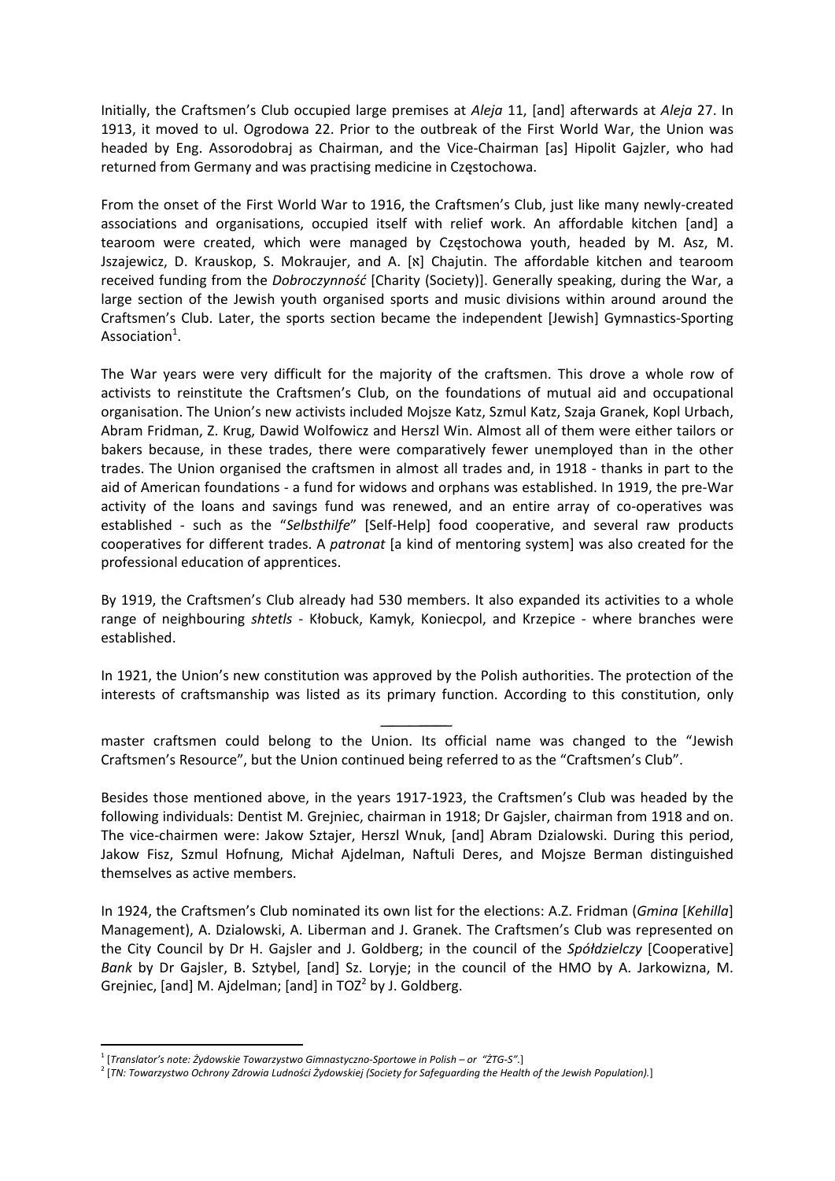Initially, the Craftsmen's Club occupied large premises at *Aleja* 11, [and] afterwards at *Aleja* 27. In 1913, it moved to ul. Ogrodowa 22. Prior to the outbreak of the First World War, the Union was headed by Eng. Assorodobraj as Chairman, and the Vice-Chairman [as] Hipolit Gajzler, who had returned from Germany and was practising medicine in Częstochowa.

From the onset of the First World War to 1916, the Craftsmen's Club, just like many newly-created associations and organisations, occupied itself with relief work. An affordable kitchen [and] a tearoom were created, which were managed by Częstochowa youth, headed by M. Asz, M. Jszajewicz, D. Krauskop, S. Mokraujer, and A. [א] Chajutin. The affordable kitchen and tearoom received funding from the *Dobroczynność* [Charity (Society)]. Generally speaking, during the War, a large section of the Jewish youth organised sports and music divisions within around around the Craftsmen's Club. Later, the sports section became the independent [Jewish] Gymnastics-Sporting Association[1].

The War years were very difficult for the majority of the craftsmen. This drove a whole row of activists to reinstitute the Craftsmen's Club, on the foundations of mutual aid and occupational organisation. The Union's new activists included Mojsze Katz, Szmul Katz, Szaja Granek, Kopl Urbach, Abram Fridman, Z. Krug, Dawid Wolfowicz and Herszl Win. Almost all of them were either tailors or bakers because, in these trades, there were comparatively fewer unemployed than in the other trades. The Union organised the craftsmen in almost all trades and, in 1918 - thanks in part to the aid of American foundations - a fund for widows and orphans was established. In 1919, the pre-War activity of the loans and savings fund was renewed, and an entire array of co-operatives was established - such as the "*Selbsthilfe*" [Self-Help] food cooperative, and several raw products cooperatives for different trades. A *patronat* [a kind of mentoring system] was also created for the professional education of apprentices.

By 1919, the Craftsmen's Club already had 530 members. It also expanded its activities to a whole range of neighbouring *shtetls* - Kłobuck, Kamyk, Koniecpol, and Krzepice - where branches were established.

In 1921, the Union's new constitution was approved by the Polish authorities. The protection of the interests of craftsmanship was listed as its primary function. According to this constitution, only

---

master craftsmen could belong to the Union. Its official name was changed to the "Jewish Craftsmen's Resource", but the Union continued being referred to as the "Craftsmen's Club".

Besides those mentioned above, in the years 1917-1923, the Craftsmen's Club was headed by the following individuals: Dentist M. Grejniec, chairman in 1918; Dr Gajsler, chairman from 1918 and on. The vice-chairmen were: Jakow Sztajer, Herszl Wnuk, [and] Abram Dzialowski. During this period, Jakow Fisz, Szmul Hofnung, Michał Ajdelman, Naftuli Deres, and Mojsze Berman distinguished themselves as active members.

In 1924, the Craftsmen's Club nominated its own list for the elections: A.Z. Fridman (*Gmina* [*Kehilla*] Management), A. Dzialowski, A. Liberman and J. Granek. The Craftsmen's Club was represented on the City Council by Dr H. Gajsler and J. Goldberg; in the council of the *Spółdzielczy* [Cooperative] *Bank* by Dr Gajsler, B. Sztybel, [and] Sz. Loryje; in the council of the HMO by A. Jarkowizna, M. Grejniec, [and] M. Ajdelman; [and] in TOZ[2] by J. Goldberg.

---

[1] [*Translator's note: Żydowskie Towarzystwo Gimnastyczno-Sportowe in Polish – or "ŻTG-S".*]

[2] [*TN: Towarzystwo Ochrony Zdrowia Ludności Żydowskiej (Society for Safeguarding the Health of the Jewish Population).*]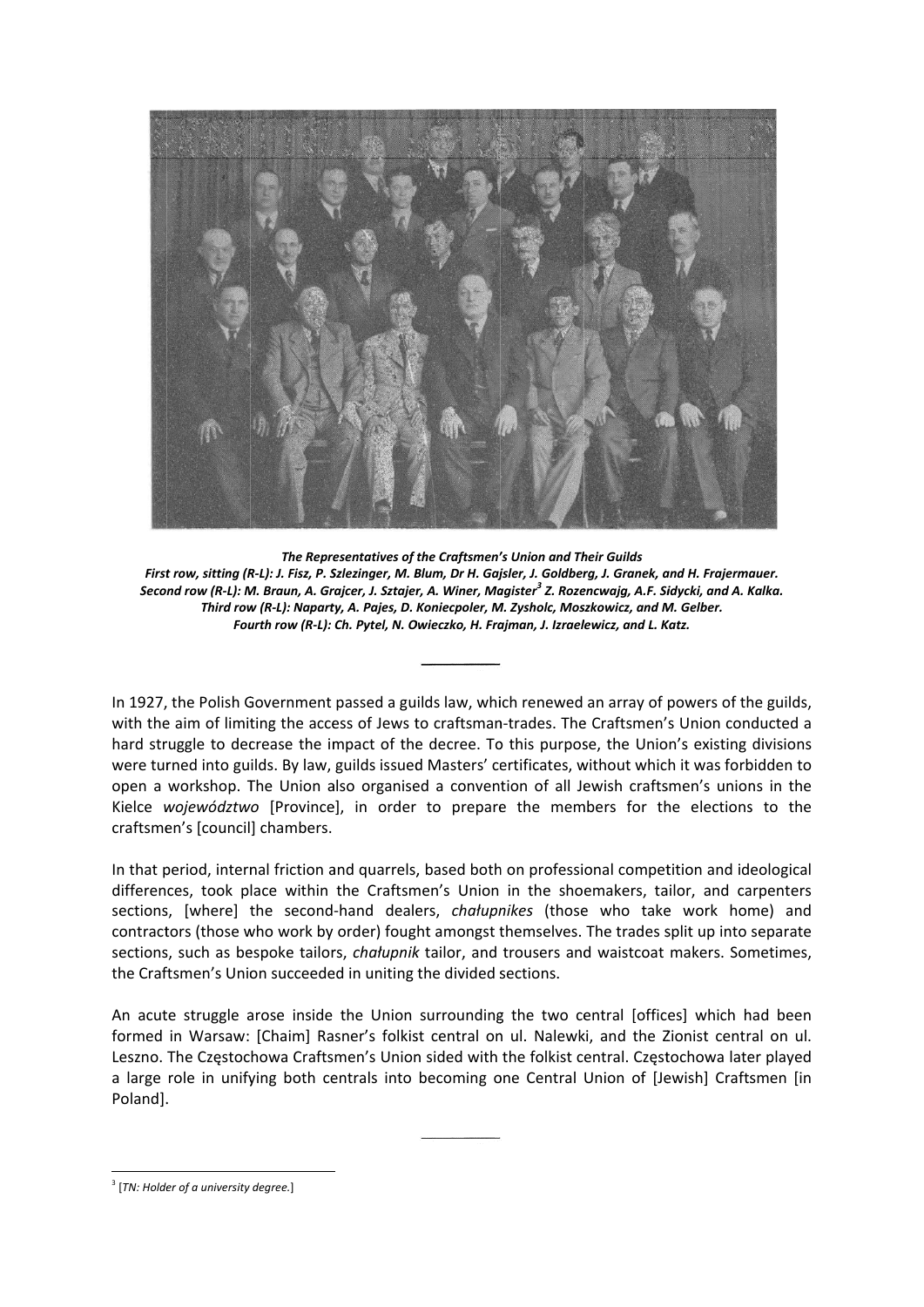***The Representatives of the Craftsmen's Union and Their Guilds***
***First row, sitting (R-L): J. Fisz, P. Szlezinger, M. Blum, Dr H. Gajsler, J. Goldberg, J. Granek, and H. Frajermauer.***
***Second row (R-L): M. Braun, A. Grajcer, J. Sztajer, A. Winer, Magister[3] Z. Rozencwajg, A.F. Sidycki, and A. Kalka.***
***Third row (R-L): Naparty, A. Pajes, D. Koniecpoler, M. Zysholc, Moszkowicz, and M. Gelber.***
***Fourth row (R-L): Ch. Pytel, N. Owieczko, H. Frajman, J. Izraelewicz, and L. Katz.***

---

In 1927, the Polish Government passed a guilds law, which renewed an array of powers of the guilds, with the aim of limiting the access of Jews to craftsman-trades. The Craftsmen's Union conducted a hard struggle to decrease the impact of the decree. To this purpose, the Union's existing divisions were turned into guilds. By law, guilds issued Masters' certificates, without which it was forbidden to open a workshop. The Union also organised a convention of all Jewish craftsmen's unions in the Kielce *województwo* [Province], in order to prepare the members for the elections to the craftsmen's [council] chambers.

In that period, internal friction and quarrels, based both on professional competition and ideological differences, took place within the Craftsmen's Union in the shoemakers, tailor, and carpenters sections, [where] the second-hand dealers, *chałupnikes* (those who take work home) and contractors (those who work by order) fought amongst themselves. The trades split up into separate sections, such as bespoke tailors, *chałupnik* tailor, and trousers and waistcoat makers. Sometimes, the Craftsmen's Union succeeded in uniting the divided sections.

An acute struggle arose inside the Union surrounding the two central [offices] which had been formed in Warsaw: [Chaim] Rasner's folkist central on ul. Nalewki, and the Zionist central on ul. Leszno. The Częstochowa Craftsmen's Union sided with the folkist central. Częstochowa later played a large role in unifying both centrals into becoming one Central Union of [Jewish] Craftsmen [in Poland].

---

[3] [*TN: Holder of a university degree.*]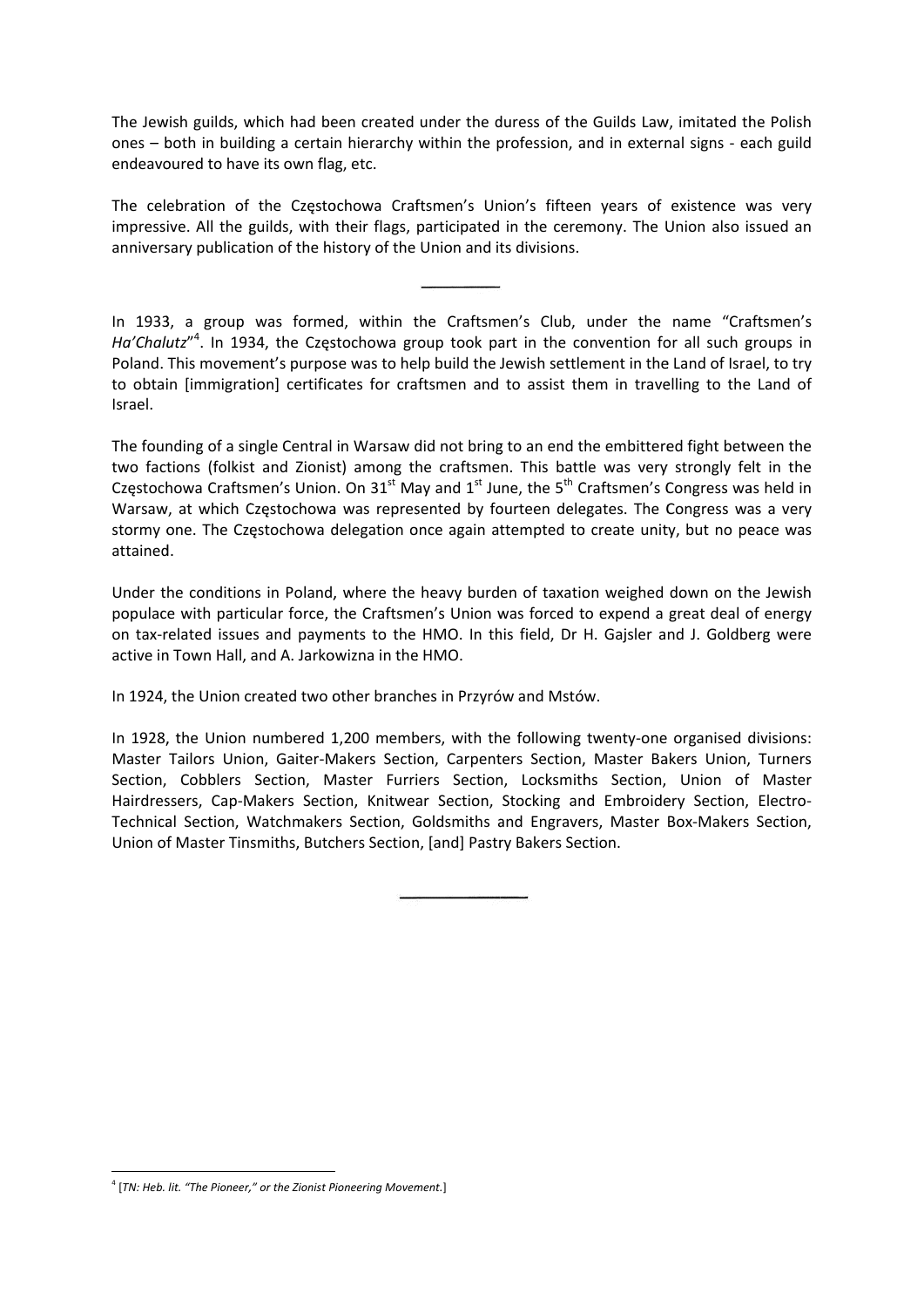The Jewish guilds, which had been created under the duress of the Guilds Law, imitated the Polish ones – both in building a certain hierarchy within the profession, and in external signs - each guild endeavoured to have its own flag, etc.

The celebration of the Częstochowa Craftsmen's Union's fifteen years of existence was very impressive. All the guilds, with their flags, participated in the ceremony. The Union also issued an anniversary publication of the history of the Union and its divisions.

---

In 1933, a group was formed, within the Craftsmen's Club, under the name "Craftsmen's *Ha'Chalutz*"[4]. In 1934, the Częstochowa group took part in the convention for all such groups in Poland. This movement's purpose was to help build the Jewish settlement in the Land of Israel, to try to obtain [immigration] certificates for craftsmen and to assist them in travelling to the Land of Israel.

The founding of a single Central in Warsaw did not bring to an end the embittered fight between the two factions (folkist and Zionist) among the craftsmen. This battle was very strongly felt in the Częstochowa Craftsmen's Union. On 31st May and 1st June, the 5th Craftsmen's Congress was held in Warsaw, at which Częstochowa was represented by fourteen delegates. The Congress was a very stormy one. The Częstochowa delegation once again attempted to create unity, but no peace was attained.

Under the conditions in Poland, where the heavy burden of taxation weighed down on the Jewish populace with particular force, the Craftsmen's Union was forced to expend a great deal of energy on tax-related issues and payments to the HMO. In this field, Dr H. Gajsler and J. Goldberg were active in Town Hall, and A. Jarkowizna in the HMO.

In 1924, the Union created two other branches in Przyrów and Mstów.

In 1928, the Union numbered 1,200 members, with the following twenty-one organised divisions: Master Tailors Union, Gaiter-Makers Section, Carpenters Section, Master Bakers Union, Turners Section, Cobblers Section, Master Furriers Section, Locksmiths Section, Union of Master Hairdressers, Cap-Makers Section, Knitwear Section, Stocking and Embroidery Section, Electro-Technical Section, Watchmakers Section, Goldsmiths and Engravers, Master Box-Makers Section, Union of Master Tinsmiths, Butchers Section, [and] Pastry Bakers Section.

---

[4] [*TN: Heb. lit. "The Pioneer," or the Zionist Pioneering Movement.*]